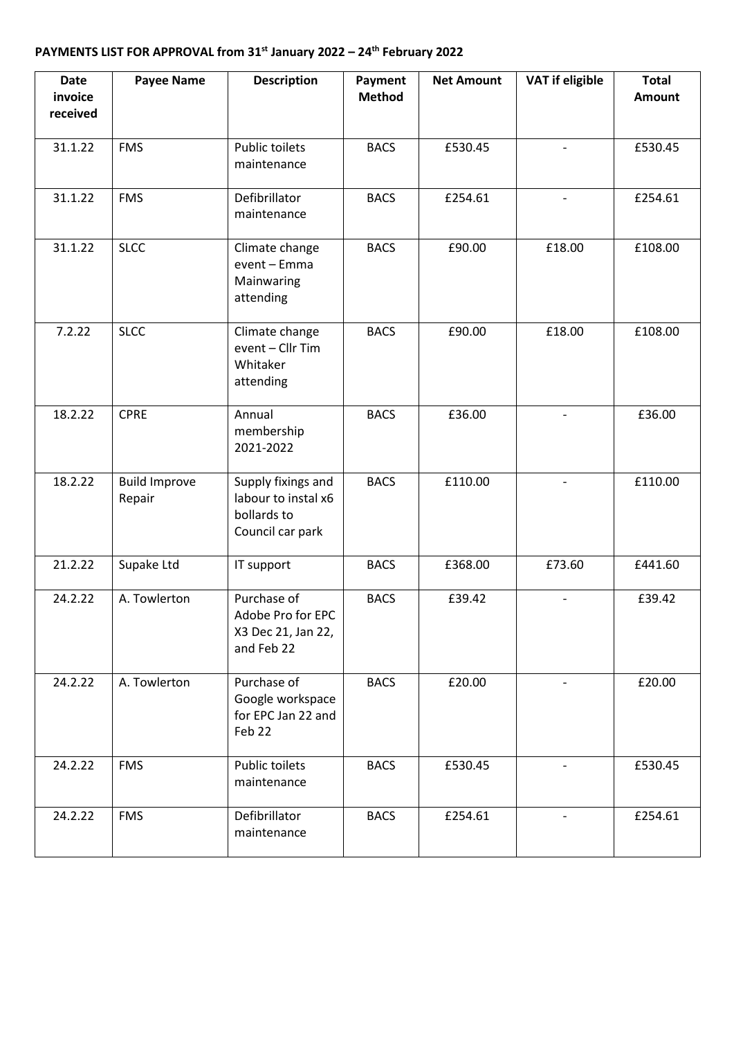**PAYMENTS LIST FOR APPROVAL from 31st January 2022 – 24th February 2022**

| Date invoice received | Payee Name | Description | Payment Method | Net Amount | VAT if eligible | Total Amount |
|---|---|---|---|---|---|---|
| 31.1.22 | FMS | Public toilets maintenance | BACS | £530.45 | - | £530.45 |
| 31.1.22 | FMS | Defibrillator maintenance | BACS | £254.61 | - | £254.61 |
| 31.1.22 | SLCC | Climate change event – Emma Mainwaring attending | BACS | £90.00 | £18.00 | £108.00 |
| 7.2.22 | SLCC | Climate change event – Cllr Tim Whitaker attending | BACS | £90.00 | £18.00 | £108.00 |
| 18.2.22 | CPRE | Annual membership 2021-2022 | BACS | £36.00 | - | £36.00 |
| 18.2.22 | Build Improve Repair | Supply fixings and labour to instal x6 bollards to Council car park | BACS | £110.00 | - | £110.00 |
| 21.2.22 | Supake Ltd | IT support | BACS | £368.00 | £73.60 | £441.60 |
| 24.2.22 | A. Towlerton | Purchase of Adobe Pro for EPC X3 Dec 21, Jan 22, and Feb 22 | BACS | £39.42 | - | £39.42 |
| 24.2.22 | A. Towlerton | Purchase of Google workspace for EPC Jan 22 and Feb 22 | BACS | £20.00 | - | £20.00 |
| 24.2.22 | FMS | Public toilets maintenance | BACS | £530.45 | - | £530.45 |
| 24.2.22 | FMS | Defibrillator maintenance | BACS | £254.61 | - | £254.61 |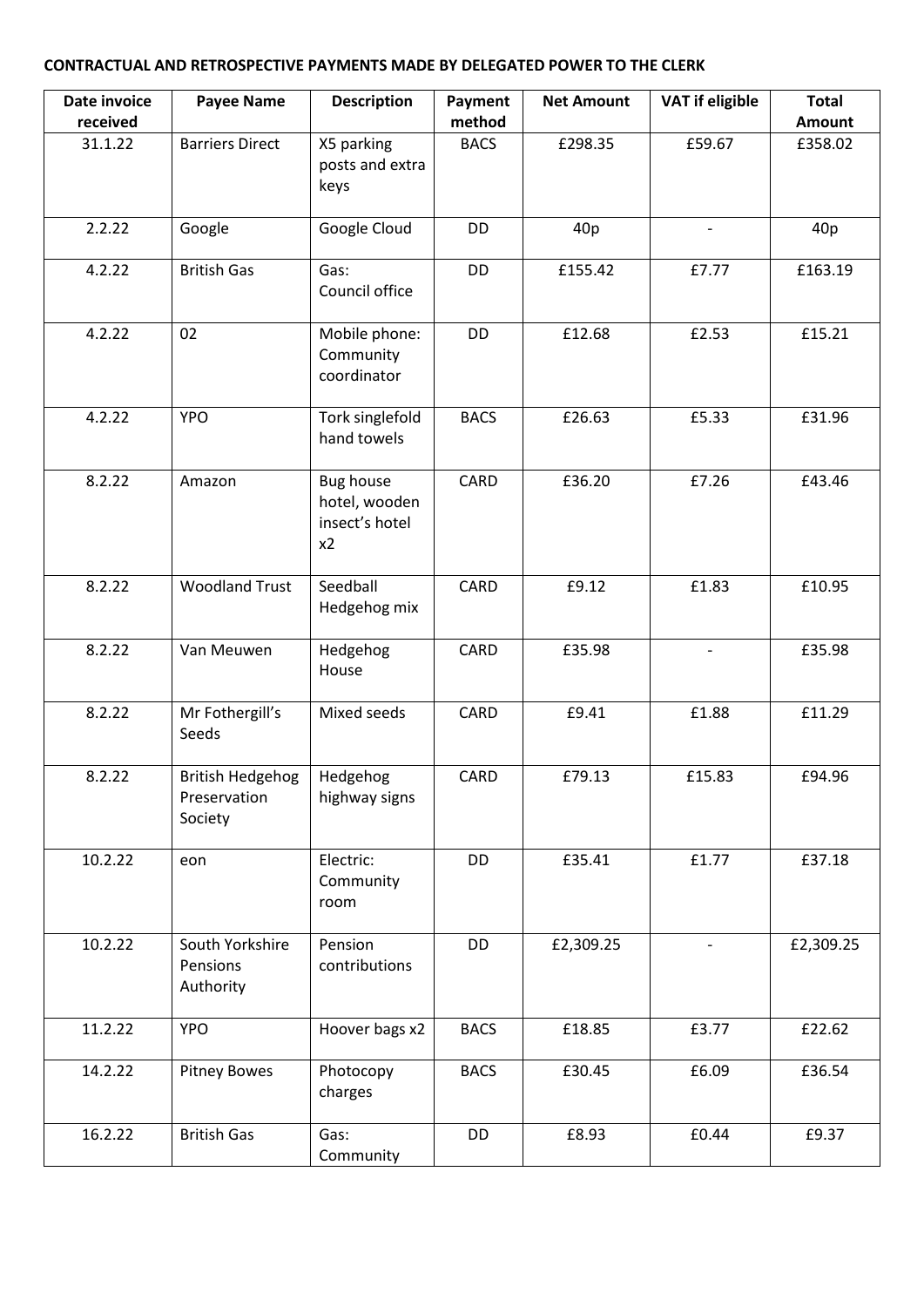**CONTRACTUAL AND RETROSPECTIVE PAYMENTS MADE BY DELEGATED POWER TO THE CLERK**

| Date invoice received | Payee Name | Description | Payment method | Net Amount | VAT if eligible | Total Amount |
|---|---|---|---|---|---|---|
| 31.1.22 | Barriers Direct | X5 parking posts and extra keys | BACS | £298.35 | £59.67 | £358.02 |
| 2.2.22 | Google | Google Cloud | DD | 40p | - | 40p |
| 4.2.22 | British Gas | Gas: Council office | DD | £155.42 | £7.77 | £163.19 |
| 4.2.22 | 02 | Mobile phone: Community coordinator | DD | £12.68 | £2.53 | £15.21 |
| 4.2.22 | YPO | Tork singlefold hand towels | BACS | £26.63 | £5.33 | £31.96 |
| 8.2.22 | Amazon | Bug house hotel, wooden insect's hotel x2 | CARD | £36.20 | £7.26 | £43.46 |
| 8.2.22 | Woodland Trust | Seedball Hedgehog mix | CARD | £9.12 | £1.83 | £10.95 |
| 8.2.22 | Van Meuwen | Hedgehog House | CARD | £35.98 | - | £35.98 |
| 8.2.22 | Mr Fothergill's Seeds | Mixed seeds | CARD | £9.41 | £1.88 | £11.29 |
| 8.2.22 | British Hedgehog Preservation Society | Hedgehog highway signs | CARD | £79.13 | £15.83 | £94.96 |
| 10.2.22 | eon | Electric: Community room | DD | £35.41 | £1.77 | £37.18 |
| 10.2.22 | South Yorkshire Pensions Authority | Pension contributions | DD | £2,309.25 | - | £2,309.25 |
| 11.2.22 | YPO | Hoover bags x2 | BACS | £18.85 | £3.77 | £22.62 |
| 14.2.22 | Pitney Bowes | Photocopy charges | BACS | £30.45 | £6.09 | £36.54 |
| 16.2.22 | British Gas | Gas: Community | DD | £8.93 | £0.44 | £9.37 |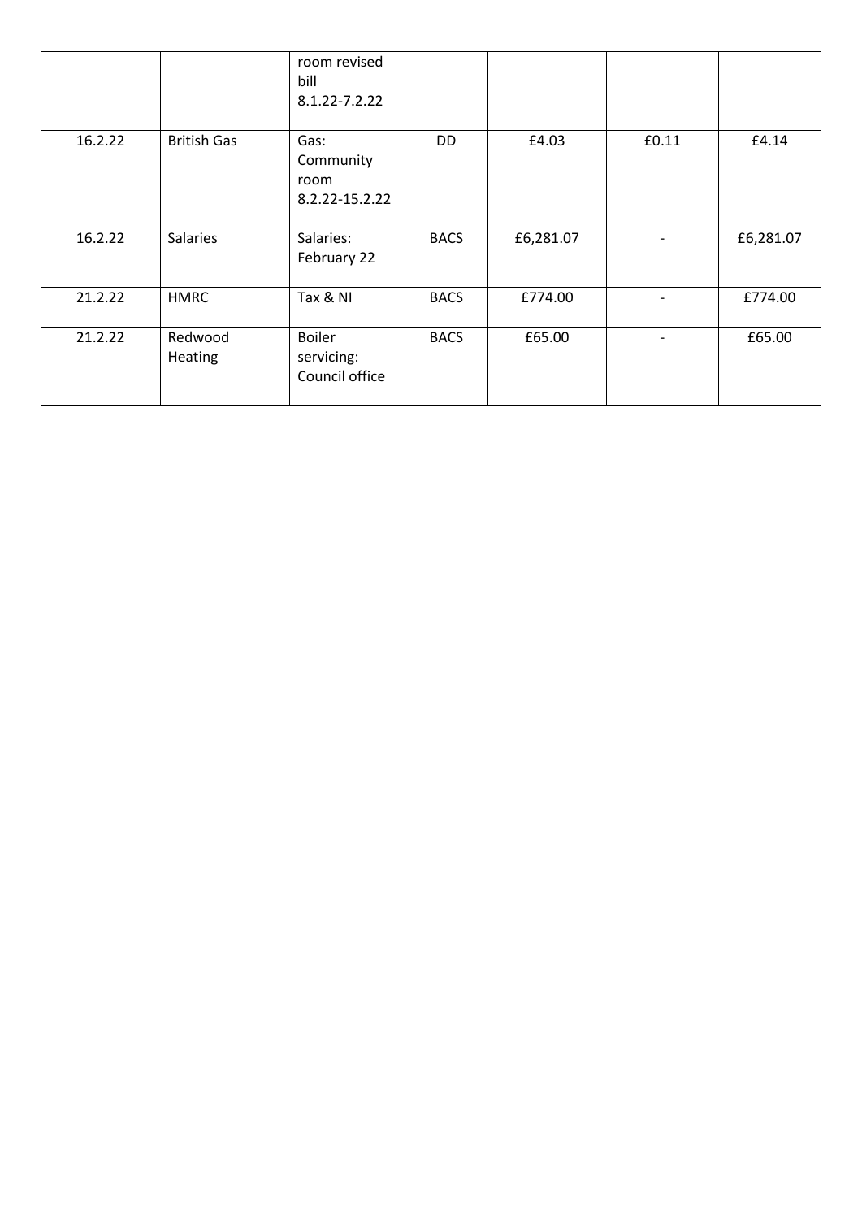| | | | | | | |
|---|---|---|---|---|---|---|
| | | room revised bill 8.1.22-7.2.22 | | | | |
| 16.2.22 | British Gas | Gas: Community room 8.2.22-15.2.22 | DD | £4.03 | £0.11 | £4.14 |
| 16.2.22 | Salaries | Salaries: February 22 | BACS | £6,281.07 | - | £6,281.07 |
| 21.2.22 | HMRC | Tax & NI | BACS | £774.00 | - | £774.00 |
| 21.2.22 | Redwood Heating | Boiler servicing: Council office | BACS | £65.00 | - | £65.00 |